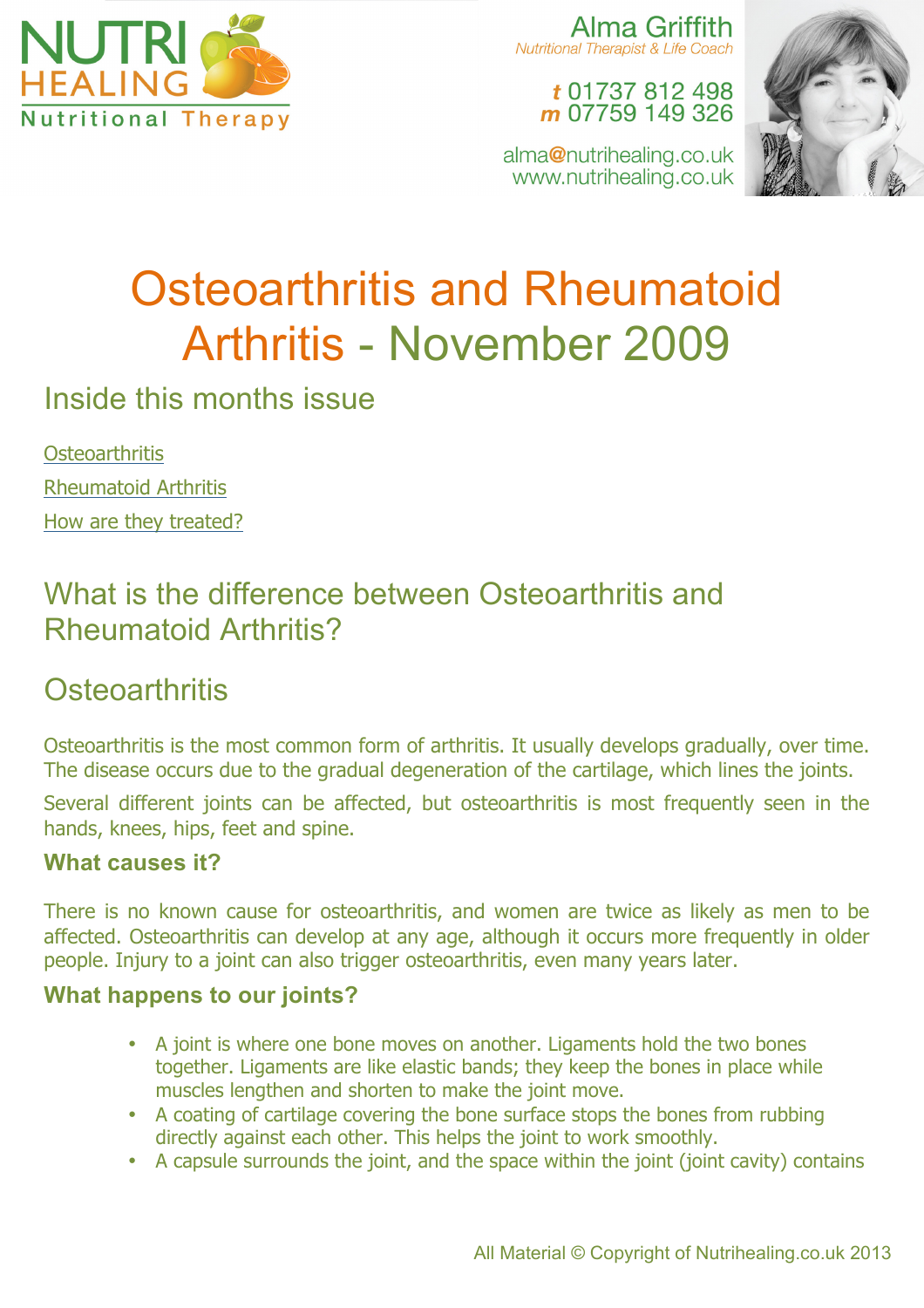NUTRI HEALING

Nutritional Therapy

Alma Griffith

*Nutritional Therapist & Life Coach*

*t* 01737 812 498
*m* 07759 149 326

alma@nutrihealing.co.uk
www.nutrihealing.co.uk

# Osteoarthritis and Rheumatoid Arthritis - November 2009

## Inside this months issue

Osteoarthritis

Rheumatoid Arthritis

How are they treated?

## What is the difference between Osteoarthritis and Rheumatoid Arthritis?

## Osteoarthritis

Osteoarthritis is the most common form of arthritis. It usually develops gradually, over time. The disease occurs due to the gradual degeneration of the cartilage, which lines the joints.

Several different joints can be affected, but osteoarthritis is most frequently seen in the hands, knees, hips, feet and spine.

### What causes it?

There is no known cause for osteoarthritis, and women are twice as likely as men to be affected. Osteoarthritis can develop at any age, although it occurs more frequently in older people. Injury to a joint can also trigger osteoarthritis, even many years later.

### What happens to our joints?

- A joint is where one bone moves on another. Ligaments hold the two bones together. Ligaments are like elastic bands; they keep the bones in place while muscles lengthen and shorten to make the joint move.
- A coating of cartilage covering the bone surface stops the bones from rubbing directly against each other. This helps the joint to work smoothly.
- A capsule surrounds the joint, and the space within the joint (joint cavity) contains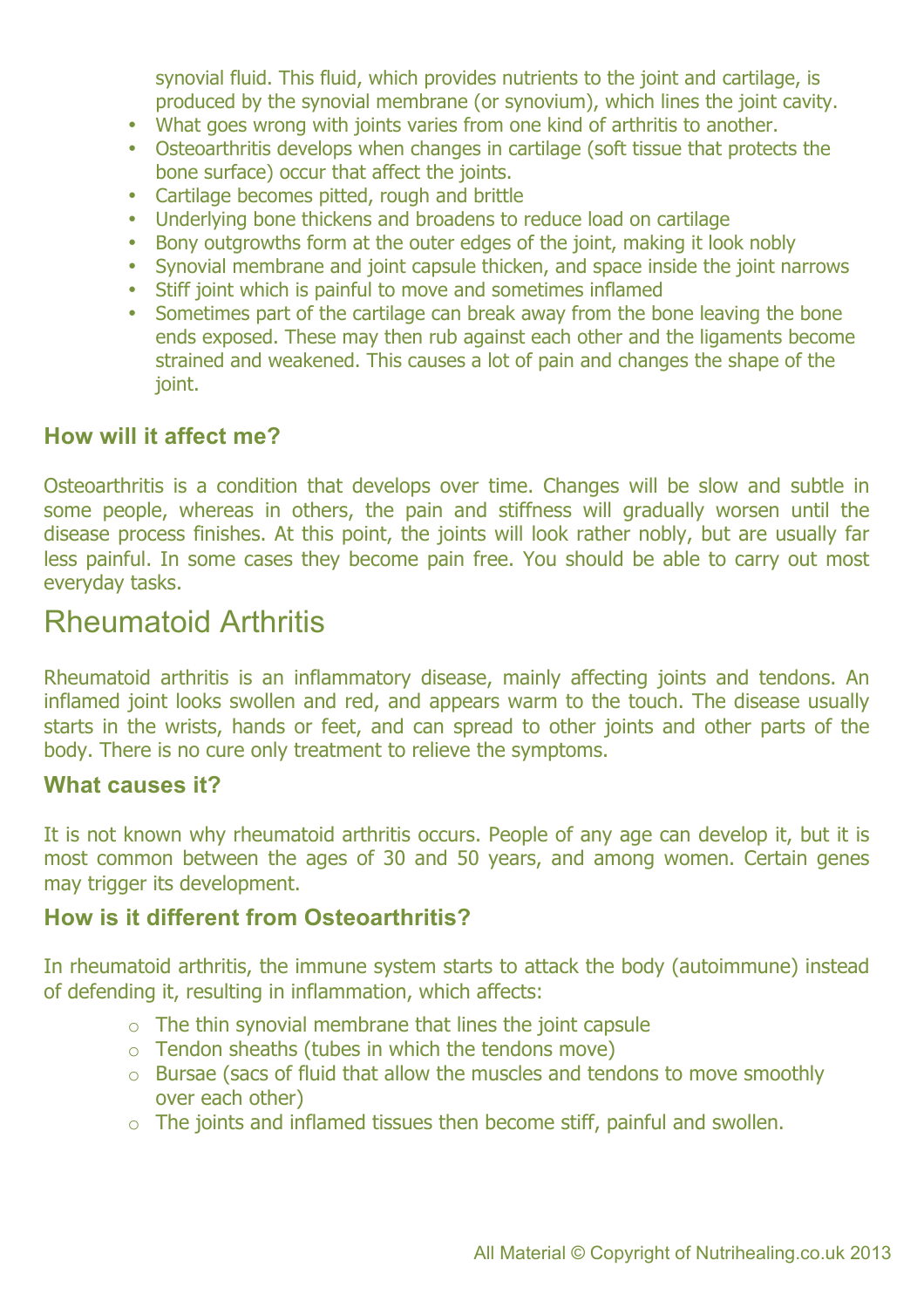synovial fluid. This fluid, which provides nutrients to the joint and cartilage, is produced by the synovial membrane (or synovium), which lines the joint cavity.

- What goes wrong with joints varies from one kind of arthritis to another.
- Osteoarthritis develops when changes in cartilage (soft tissue that protects the bone surface) occur that affect the joints.
- Cartilage becomes pitted, rough and brittle
- Underlying bone thickens and broadens to reduce load on cartilage
- Bony outgrowths form at the outer edges of the joint, making it look nobly
- Synovial membrane and joint capsule thicken, and space inside the joint narrows
- Stiff joint which is painful to move and sometimes inflamed
- Sometimes part of the cartilage can break away from the bone leaving the bone ends exposed. These may then rub against each other and the ligaments become strained and weakened. This causes a lot of pain and changes the shape of the joint.

### How will it affect me?

Osteoarthritis is a condition that develops over time. Changes will be slow and subtle in some people, whereas in others, the pain and stiffness will gradually worsen until the disease process finishes. At this point, the joints will look rather nobly, but are usually far less painful. In some cases they become pain free. You should be able to carry out most everyday tasks.

## Rheumatoid Arthritis

Rheumatoid arthritis is an inflammatory disease, mainly affecting joints and tendons. An inflamed joint looks swollen and red, and appears warm to the touch. The disease usually starts in the wrists, hands or feet, and can spread to other joints and other parts of the body. There is no cure only treatment to relieve the symptoms.

### What causes it?

It is not known why rheumatoid arthritis occurs. People of any age can develop it, but it is most common between the ages of 30 and 50 years, and among women. Certain genes may trigger its development.

### How is it different from Osteoarthritis?

In rheumatoid arthritis, the immune system starts to attack the body (autoimmune) instead of defending it, resulting in inflammation, which affects:

- The thin synovial membrane that lines the joint capsule
- Tendon sheaths (tubes in which the tendons move)
- Bursae (sacs of fluid that allow the muscles and tendons to move smoothly over each other)
- The joints and inflamed tissues then become stiff, painful and swollen.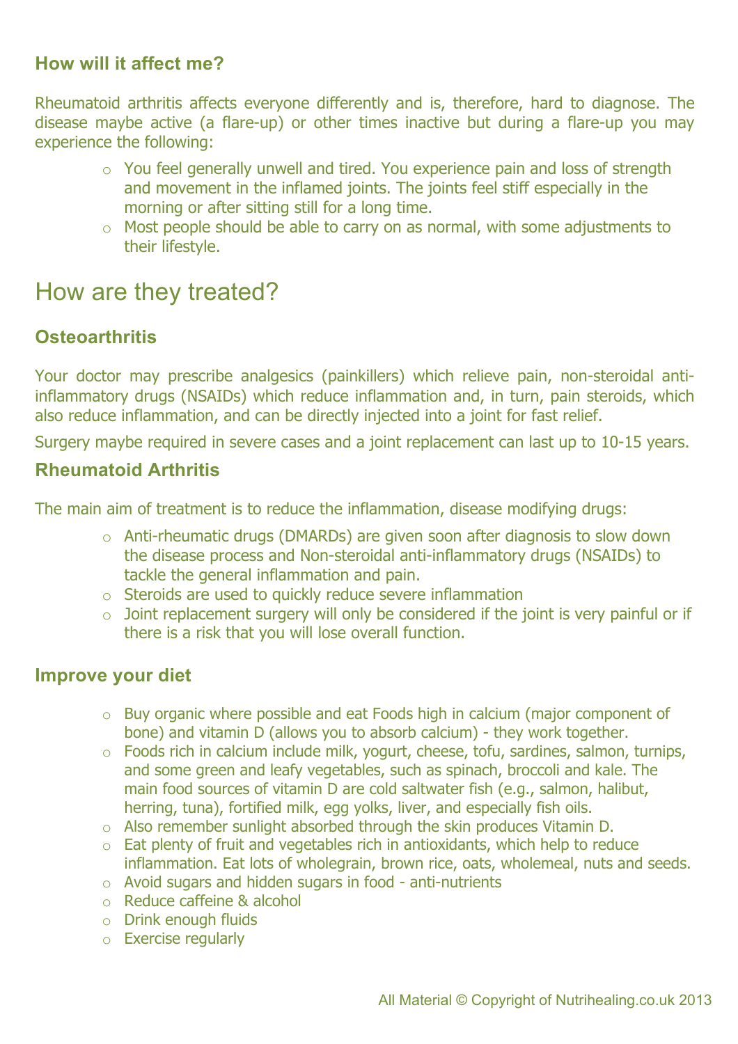### How will it affect me?

Rheumatoid arthritis affects everyone differently and is, therefore, hard to diagnose. The disease maybe active (a flare-up) or other times inactive but during a flare-up you may experience the following:

- You feel generally unwell and tired. You experience pain and loss of strength and movement in the inflamed joints. The joints feel stiff especially in the morning or after sitting still for a long time.
- Most people should be able to carry on as normal, with some adjustments to their lifestyle.

## How are they treated?

### Osteoarthritis

Your doctor may prescribe analgesics (painkillers) which relieve pain, non-steroidal anti-inflammatory drugs (NSAIDs) which reduce inflammation and, in turn, pain steroids, which also reduce inflammation, and can be directly injected into a joint for fast relief.

Surgery maybe required in severe cases and a joint replacement can last up to 10-15 years.

### Rheumatoid Arthritis

The main aim of treatment is to reduce the inflammation, disease modifying drugs:

- Anti-rheumatic drugs (DMARDs) are given soon after diagnosis to slow down the disease process and Non-steroidal anti-inflammatory drugs (NSAIDs) to tackle the general inflammation and pain.
- Steroids are used to quickly reduce severe inflammation
- Joint replacement surgery will only be considered if the joint is very painful or if there is a risk that you will lose overall function.

### Improve your diet

- Buy organic where possible and eat Foods high in calcium (major component of bone) and vitamin D (allows you to absorb calcium) - they work together.
- Foods rich in calcium include milk, yogurt, cheese, tofu, sardines, salmon, turnips, and some green and leafy vegetables, such as spinach, broccoli and kale. The main food sources of vitamin D are cold saltwater fish (e.g., salmon, halibut, herring, tuna), fortified milk, egg yolks, liver, and especially fish oils.
- Also remember sunlight absorbed through the skin produces Vitamin D.
- Eat plenty of fruit and vegetables rich in antioxidants, which help to reduce inflammation. Eat lots of wholegrain, brown rice, oats, wholemeal, nuts and seeds.
- Avoid sugars and hidden sugars in food - anti-nutrients
- Reduce caffeine & alcohol
- Drink enough fluids
- Exercise regularly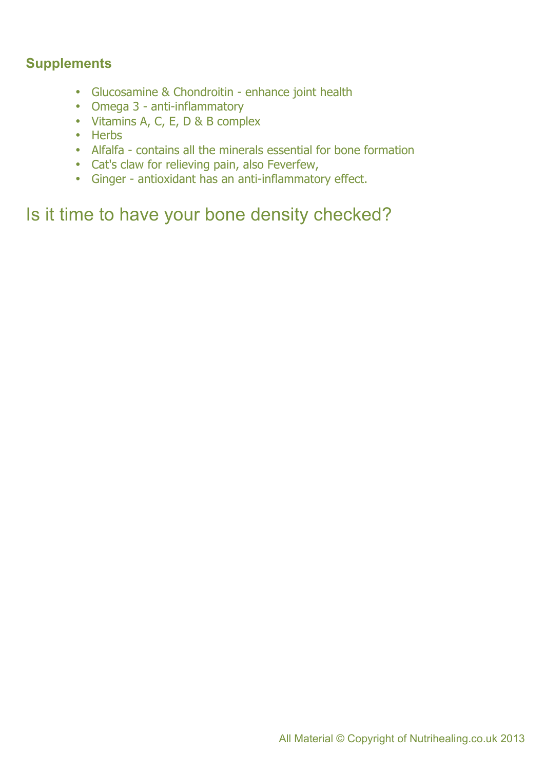### Supplements

- Glucosamine & Chondroitin - enhance joint health
- Omega 3 - anti-inflammatory
- Vitamins A, C, E, D & B complex
- Herbs
- Alfalfa - contains all the minerals essential for bone formation
- Cat's claw for relieving pain, also Feverfew,
- Ginger - antioxidant has an anti-inflammatory effect.

## Is it time to have your bone density checked?

All Material © Copyright of Nutrihealing.co.uk 2013